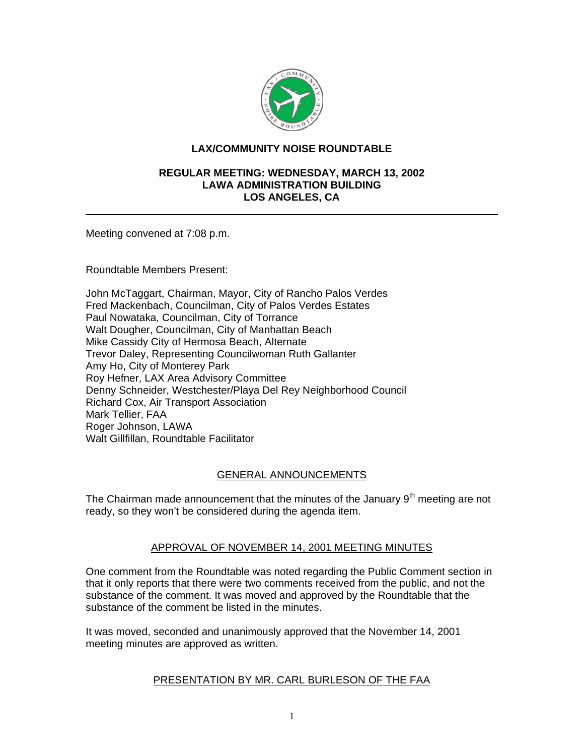# LAX/COMMUNITY NOISE ROUNDTABLE

## REGULAR MEETING: WEDNESDAY, MARCH 13, 2002
## LAWA ADMINISTRATION BUILDING
## LOS ANGELES, CA

---

Meeting convened at 7:08 p.m.

Roundtable Members Present:

John McTaggart, Chairman, Mayor, City of Rancho Palos Verdes
Fred Mackenbach, Councilman, City of Palos Verdes Estates
Paul Nowataka, Councilman, City of Torrance
Walt Dougher, Councilman, City of Manhattan Beach
Mike Cassidy City of Hermosa Beach, Alternate
Trevor Daley, Representing Councilwoman Ruth Gallanter
Amy Ho, City of Monterey Park
Roy Hefner, LAX Area Advisory Committee
Denny Schneider, Westchester/Playa Del Rey Neighborhood Council
Richard Cox, Air Transport Association
Mark Tellier, FAA
Roger Johnson, LAWA
Walt Gillfillan, Roundtable Facilitator

### GENERAL ANNOUNCEMENTS

The Chairman made announcement that the minutes of the January 9th meeting are not ready, so they won't be considered during the agenda item.

### APPROVAL OF NOVEMBER 14, 2001 MEETING MINUTES

One comment from the Roundtable was noted regarding the Public Comment section in that it only reports that there were two comments received from the public, and not the substance of the comment. It was moved and approved by the Roundtable that the substance of the comment be listed in the minutes.

It was moved, seconded and unanimously approved that the November 14, 2001 meeting minutes are approved as written.

### PRESENTATION BY MR. CARL BURLESON OF THE FAA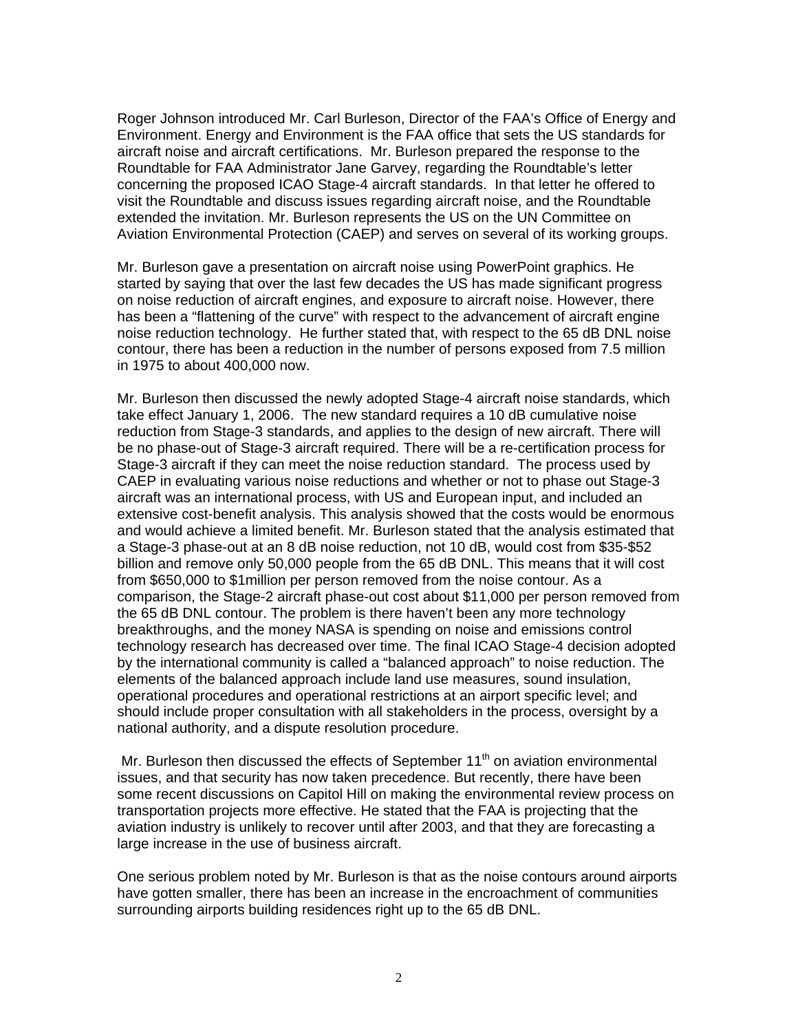Roger Johnson introduced Mr. Carl Burleson, Director of the FAA's Office of Energy and Environment. Energy and Environment is the FAA office that sets the US standards for aircraft noise and aircraft certifications. Mr. Burleson prepared the response to the Roundtable for FAA Administrator Jane Garvey, regarding the Roundtable's letter concerning the proposed ICAO Stage-4 aircraft standards. In that letter he offered to visit the Roundtable and discuss issues regarding aircraft noise, and the Roundtable extended the invitation. Mr. Burleson represents the US on the UN Committee on Aviation Environmental Protection (CAEP) and serves on several of its working groups.

Mr. Burleson gave a presentation on aircraft noise using PowerPoint graphics. He started by saying that over the last few decades the US has made significant progress on noise reduction of aircraft engines, and exposure to aircraft noise. However, there has been a "flattening of the curve" with respect to the advancement of aircraft engine noise reduction technology. He further stated that, with respect to the 65 dB DNL noise contour, there has been a reduction in the number of persons exposed from 7.5 million in 1975 to about 400,000 now.

Mr. Burleson then discussed the newly adopted Stage-4 aircraft noise standards, which take effect January 1, 2006. The new standard requires a 10 dB cumulative noise reduction from Stage-3 standards, and applies to the design of new aircraft. There will be no phase-out of Stage-3 aircraft required. There will be a re-certification process for Stage-3 aircraft if they can meet the noise reduction standard. The process used by CAEP in evaluating various noise reductions and whether or not to phase out Stage-3 aircraft was an international process, with US and European input, and included an extensive cost-benefit analysis. This analysis showed that the costs would be enormous and would achieve a limited benefit. Mr. Burleson stated that the analysis estimated that a Stage-3 phase-out at an 8 dB noise reduction, not 10 dB, would cost from $35-$52 billion and remove only 50,000 people from the 65 dB DNL. This means that it will cost from $650,000 to $1million per person removed from the noise contour. As a comparison, the Stage-2 aircraft phase-out cost about $11,000 per person removed from the 65 dB DNL contour. The problem is there haven't been any more technology breakthroughs, and the money NASA is spending on noise and emissions control technology research has decreased over time. The final ICAO Stage-4 decision adopted by the international community is called a "balanced approach" to noise reduction. The elements of the balanced approach include land use measures, sound insulation, operational procedures and operational restrictions at an airport specific level; and should include proper consultation with all stakeholders in the process, oversight by a national authority, and a dispute resolution procedure.

Mr. Burleson then discussed the effects of September 11th on aviation environmental issues, and that security has now taken precedence. But recently, there have been some recent discussions on Capitol Hill on making the environmental review process on transportation projects more effective. He stated that the FAA is projecting that the aviation industry is unlikely to recover until after 2003, and that they are forecasting a large increase in the use of business aircraft.

One serious problem noted by Mr. Burleson is that as the noise contours around airports have gotten smaller, there has been an increase in the encroachment of communities surrounding airports building residences right up to the 65 dB DNL.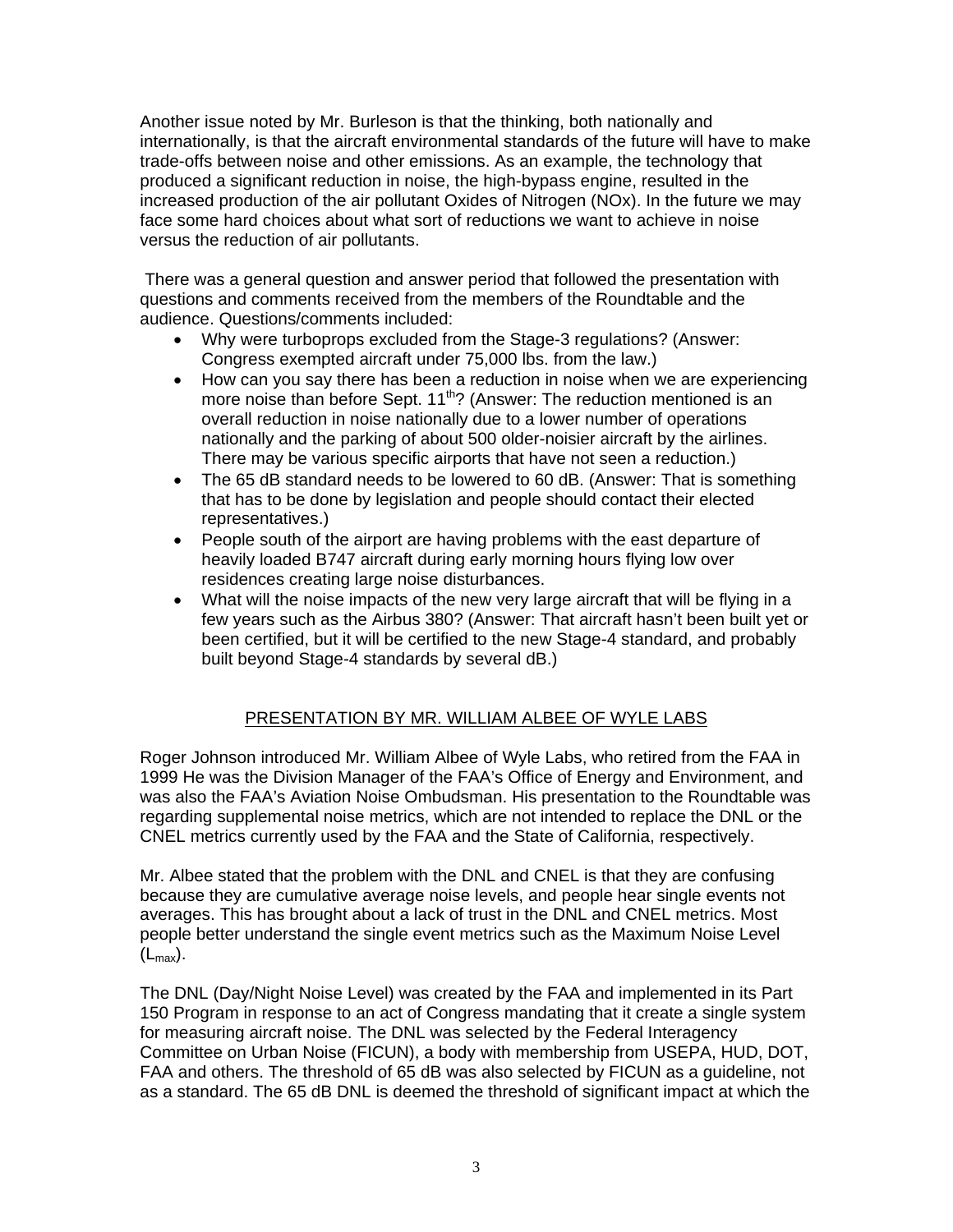Another issue noted by Mr. Burleson is that the thinking, both nationally and internationally, is that the aircraft environmental standards of the future will have to make trade-offs between noise and other emissions. As an example, the technology that produced a significant reduction in noise, the high-bypass engine, resulted in the increased production of the air pollutant Oxides of Nitrogen (NOx). In the future we may face some hard choices about what sort of reductions we want to achieve in noise versus the reduction of air pollutants.

There was a general question and answer period that followed the presentation with questions and comments received from the members of the Roundtable and the audience. Questions/comments included:

- Why were turboprops excluded from the Stage-3 regulations? (Answer: Congress exempted aircraft under 75,000 lbs. from the law.)
- How can you say there has been a reduction in noise when we are experiencing more noise than before Sept. 11th? (Answer: The reduction mentioned is an overall reduction in noise nationally due to a lower number of operations nationally and the parking of about 500 older-noisier aircraft by the airlines. There may be various specific airports that have not seen a reduction.)
- The 65 dB standard needs to be lowered to 60 dB. (Answer: That is something that has to be done by legislation and people should contact their elected representatives.)
- People south of the airport are having problems with the east departure of heavily loaded B747 aircraft during early morning hours flying low over residences creating large noise disturbances.
- What will the noise impacts of the new very large aircraft that will be flying in a few years such as the Airbus 380? (Answer: That aircraft hasn't been built yet or been certified, but it will be certified to the new Stage-4 standard, and probably built beyond Stage-4 standards by several dB.)

## PRESENTATION BY MR. WILLIAM ALBEE OF WYLE LABS

Roger Johnson introduced Mr. William Albee of Wyle Labs, who retired from the FAA in 1999 He was the Division Manager of the FAA's Office of Energy and Environment, and was also the FAA's Aviation Noise Ombudsman. His presentation to the Roundtable was regarding supplemental noise metrics, which are not intended to replace the DNL or the CNEL metrics currently used by the FAA and the State of California, respectively.

Mr. Albee stated that the problem with the DNL and CNEL is that they are confusing because they are cumulative average noise levels, and people hear single events not averages. This has brought about a lack of trust in the DNL and CNEL metrics. Most people better understand the single event metrics such as the Maximum Noise Level ($L_{max}$).

The DNL (Day/Night Noise Level) was created by the FAA and implemented in its Part 150 Program in response to an act of Congress mandating that it create a single system for measuring aircraft noise. The DNL was selected by the Federal Interagency Committee on Urban Noise (FICUN), a body with membership from USEPA, HUD, DOT, FAA and others. The threshold of 65 dB was also selected by FICUN as a guideline, not as a standard. The 65 dB DNL is deemed the threshold of significant impact at which the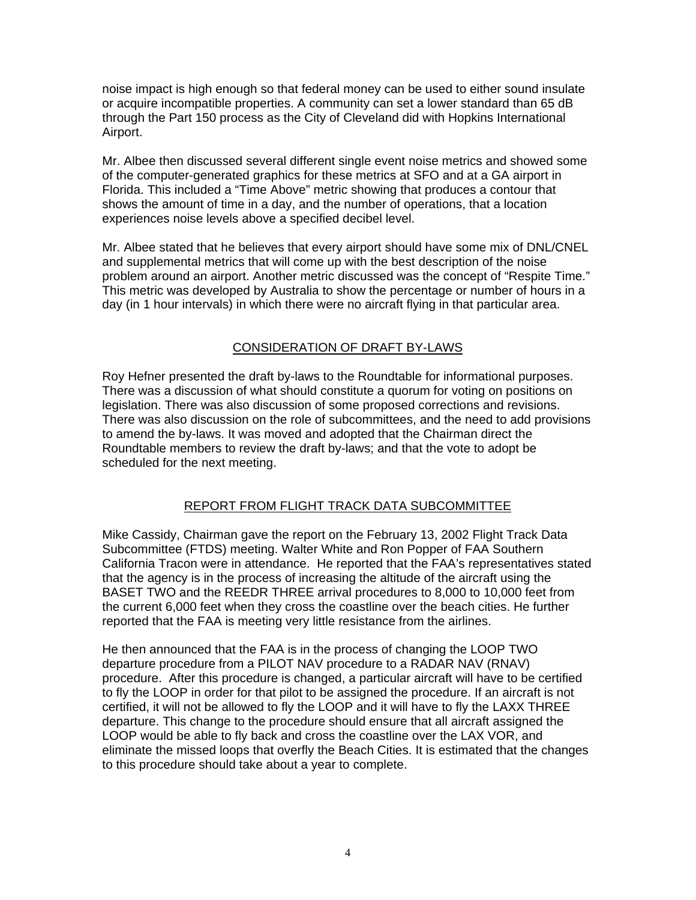noise impact is high enough so that federal money can be used to either sound insulate or acquire incompatible properties. A community can set a lower standard than 65 dB through the Part 150 process as the City of Cleveland did with Hopkins International Airport.

Mr. Albee then discussed several different single event noise metrics and showed some of the computer-generated graphics for these metrics at SFO and at a GA airport in Florida. This included a "Time Above" metric showing that produces a contour that shows the amount of time in a day, and the number of operations, that a location experiences noise levels above a specified decibel level.

Mr. Albee stated that he believes that every airport should have some mix of DNL/CNEL and supplemental metrics that will come up with the best description of the noise problem around an airport. Another metric discussed was the concept of "Respite Time." This metric was developed by Australia to show the percentage or number of hours in a day (in 1 hour intervals) in which there were no aircraft flying in that particular area.

## CONSIDERATION OF DRAFT BY-LAWS

Roy Hefner presented the draft by-laws to the Roundtable for informational purposes. There was a discussion of what should constitute a quorum for voting on positions on legislation. There was also discussion of some proposed corrections and revisions. There was also discussion on the role of subcommittees, and the need to add provisions to amend the by-laws. It was moved and adopted that the Chairman direct the Roundtable members to review the draft by-laws; and that the vote to adopt be scheduled for the next meeting.

## REPORT FROM FLIGHT TRACK DATA SUBCOMMITTEE

Mike Cassidy, Chairman gave the report on the February 13, 2002 Flight Track Data Subcommittee (FTDS) meeting. Walter White and Ron Popper of FAA Southern California Tracon were in attendance. He reported that the FAA's representatives stated that the agency is in the process of increasing the altitude of the aircraft using the BASET TWO and the REEDR THREE arrival procedures to 8,000 to 10,000 feet from the current 6,000 feet when they cross the coastline over the beach cities. He further reported that the FAA is meeting very little resistance from the airlines.

He then announced that the FAA is in the process of changing the LOOP TWO departure procedure from a PILOT NAV procedure to a RADAR NAV (RNAV) procedure. After this procedure is changed, a particular aircraft will have to be certified to fly the LOOP in order for that pilot to be assigned the procedure. If an aircraft is not certified, it will not be allowed to fly the LOOP and it will have to fly the LAXX THREE departure. This change to the procedure should ensure that all aircraft assigned the LOOP would be able to fly back and cross the coastline over the LAX VOR, and eliminate the missed loops that overfly the Beach Cities. It is estimated that the changes to this procedure should take about a year to complete.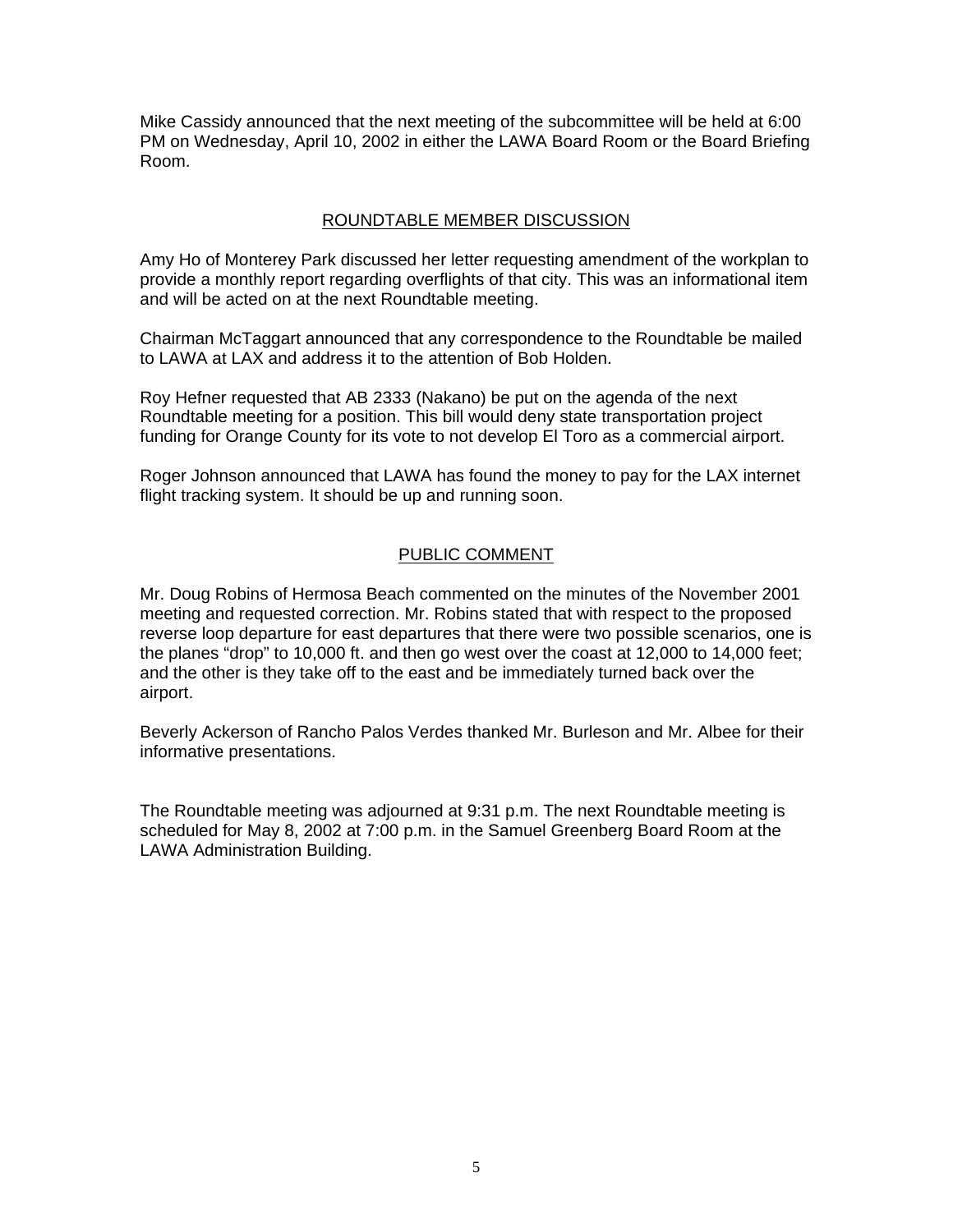Mike Cassidy announced that the next meeting of the subcommittee will be held at 6:00 PM on Wednesday, April 10, 2002 in either the LAWA Board Room or the Board Briefing Room.

## ROUNDTABLE MEMBER DISCUSSION

Amy Ho of Monterey Park discussed her letter requesting amendment of the workplan to provide a monthly report regarding overflights of that city. This was an informational item and will be acted on at the next Roundtable meeting.

Chairman McTaggart announced that any correspondence to the Roundtable be mailed to LAWA at LAX and address it to the attention of Bob Holden.

Roy Hefner requested that AB 2333 (Nakano) be put on the agenda of the next Roundtable meeting for a position. This bill would deny state transportation project funding for Orange County for its vote to not develop El Toro as a commercial airport.

Roger Johnson announced that LAWA has found the money to pay for the LAX internet flight tracking system. It should be up and running soon.

## PUBLIC COMMENT

Mr. Doug Robins of Hermosa Beach commented on the minutes of the November 2001 meeting and requested correction. Mr. Robins stated that with respect to the proposed reverse loop departure for east departures that there were two possible scenarios, one is the planes "drop" to 10,000 ft. and then go west over the coast at 12,000 to 14,000 feet; and the other is they take off to the east and be immediately turned back over the airport.

Beverly Ackerson of Rancho Palos Verdes thanked Mr. Burleson and Mr. Albee for their informative presentations.

The Roundtable meeting was adjourned at 9:31 p.m. The next Roundtable meeting is scheduled for May 8, 2002 at 7:00 p.m. in the Samuel Greenberg Board Room at the LAWA Administration Building.